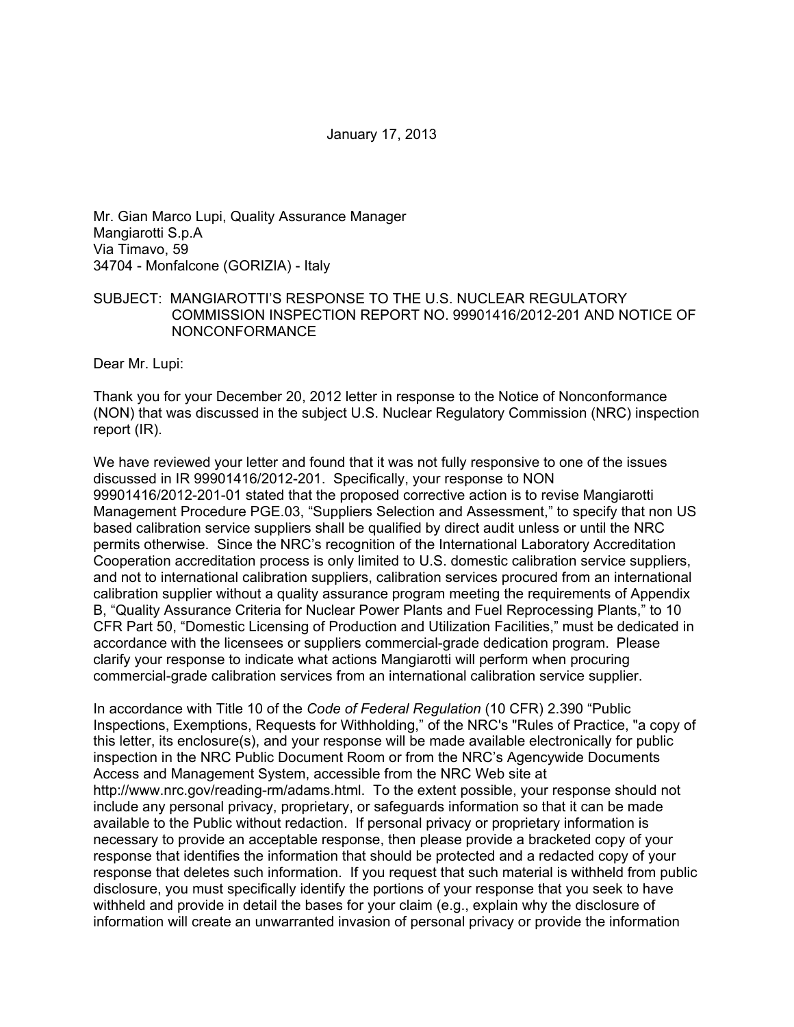January 17, 2013

Mr. Gian Marco Lupi, Quality Assurance Manager
Mangiarotti S.p.A
Via Timavo, 59
34704 - Monfalcone (GORIZIA) - Italy

SUBJECT: MANGIAROTTI'S RESPONSE TO THE U.S. NUCLEAR REGULATORY COMMISSION INSPECTION REPORT NO. 99901416/2012-201 AND NOTICE OF NONCONFORMANCE

Dear Mr. Lupi:

Thank you for your December 20, 2012 letter in response to the Notice of Nonconformance (NON) that was discussed in the subject U.S. Nuclear Regulatory Commission (NRC) inspection report (IR).

We have reviewed your letter and found that it was not fully responsive to one of the issues discussed in IR 99901416/2012-201. Specifically, your response to NON 99901416/2012-201-01 stated that the proposed corrective action is to revise Mangiarotti Management Procedure PGE.03, "Suppliers Selection and Assessment," to specify that non US based calibration service suppliers shall be qualified by direct audit unless or until the NRC permits otherwise. Since the NRC's recognition of the International Laboratory Accreditation Cooperation accreditation process is only limited to U.S. domestic calibration service suppliers, and not to international calibration suppliers, calibration services procured from an international calibration supplier without a quality assurance program meeting the requirements of Appendix B, "Quality Assurance Criteria for Nuclear Power Plants and Fuel Reprocessing Plants," to 10 CFR Part 50, "Domestic Licensing of Production and Utilization Facilities," must be dedicated in accordance with the licensees or suppliers commercial-grade dedication program. Please clarify your response to indicate what actions Mangiarotti will perform when procuring commercial-grade calibration services from an international calibration service supplier.

In accordance with Title 10 of the *Code of Federal Regulation* (10 CFR) 2.390 "Public Inspections, Exemptions, Requests for Withholding," of the NRC's "Rules of Practice, "a copy of this letter, its enclosure(s), and your response will be made available electronically for public inspection in the NRC Public Document Room or from the NRC's Agencywide Documents Access and Management System, accessible from the NRC Web site at http://www.nrc.gov/reading-rm/adams.html. To the extent possible, your response should not include any personal privacy, proprietary, or safeguards information so that it can be made available to the Public without redaction. If personal privacy or proprietary information is necessary to provide an acceptable response, then please provide a bracketed copy of your response that identifies the information that should be protected and a redacted copy of your response that deletes such information. If you request that such material is withheld from public disclosure, you must specifically identify the portions of your response that you seek to have withheld and provide in detail the bases for your claim (e.g., explain why the disclosure of information will create an unwarranted invasion of personal privacy or provide the information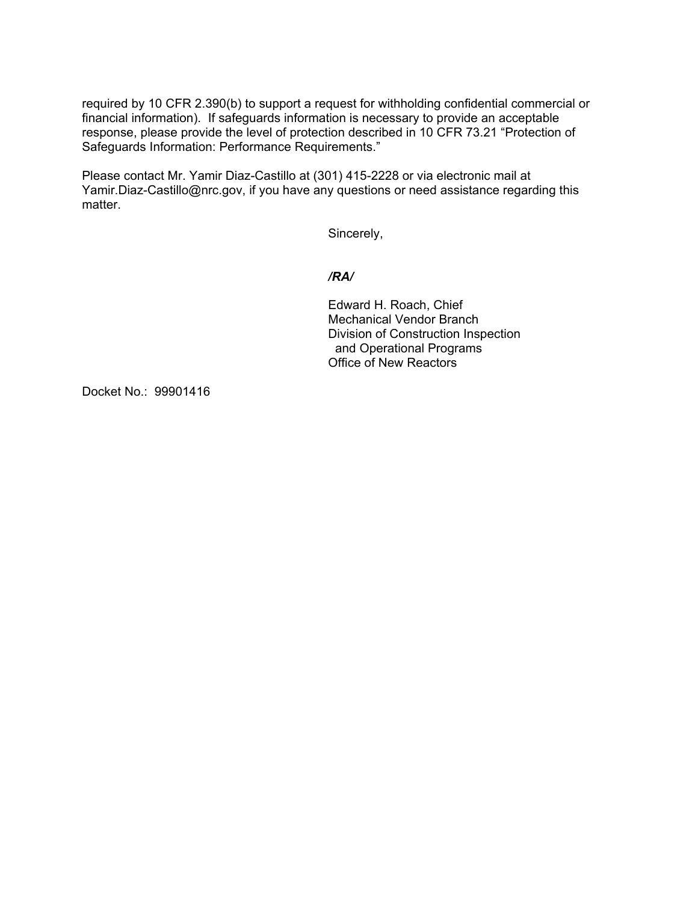required by 10 CFR 2.390(b) to support a request for withholding confidential commercial or financial information). If safeguards information is necessary to provide an acceptable response, please provide the level of protection described in 10 CFR 73.21 "Protection of Safeguards Information: Performance Requirements."

Please contact Mr. Yamir Diaz-Castillo at (301) 415-2228 or via electronic mail at Yamir.Diaz-Castillo@nrc.gov, if you have any questions or need assistance regarding this matter.

Sincerely,

***/RA/***

Edward H. Roach, Chief
Mechanical Vendor Branch
Division of Construction Inspection
and Operational Programs
Office of New Reactors

Docket No.: 99901416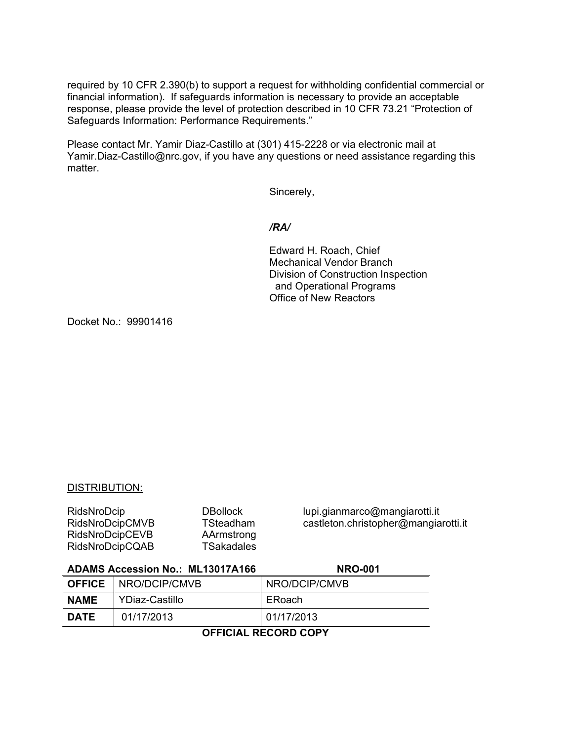required by 10 CFR 2.390(b) to support a request for withholding confidential commercial or financial information). If safeguards information is necessary to provide an acceptable response, please provide the level of protection described in 10 CFR 73.21 "Protection of Safeguards Information: Performance Requirements."

Please contact Mr. Yamir Diaz-Castillo at (301) 415-2228 or via electronic mail at Yamir.Diaz-Castillo@nrc.gov, if you have any questions or need assistance regarding this matter.

Sincerely,

*/RA/*

Edward H. Roach, Chief
Mechanical Vendor Branch
Division of Construction Inspection
and Operational Programs
Office of New Reactors

Docket No.: 99901416

DISTRIBUTION:

RidsNroDcip
RidsNroDcipCMVB
RidsNroDcipCEVB
RidsNroDcipCQAB
DBollock
TSteadham
AArmstrong
TSakadales
lupi.gianmarco@mangiarotti.it
castleton.christopher@mangiarotti.it

**ADAMS Accession No.: ML13017A166** **NRO-001**

| **OFFICE** | NRO/DCIP/CMVB | NRO/DCIP/CMVB |
|---|---|---|
| **NAME** | YDiaz-Castillo | ERoach |
| **DATE** | 01/17/2013 | 01/17/2013 |

**OFFICIAL RECORD COPY**